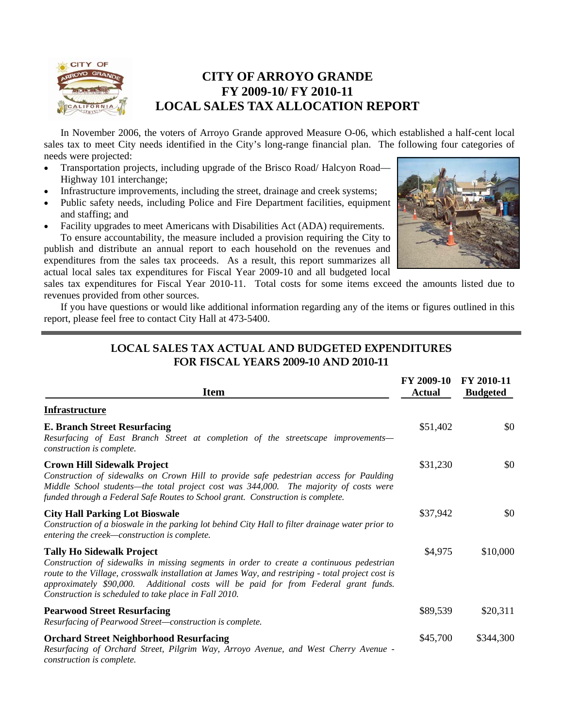# CITY OF ARROYO GRANDE
# FY 2009-10/ FY 2010-11
# LOCAL SALES TAX ALLOCATION REPORT

In November 2006, the voters of Arroyo Grande approved Measure O-06, which established a half-cent local sales tax to meet City needs identified in the City's long-range financial plan. The following four categories of needs were projected:

- Transportation projects, including upgrade of the Brisco Road/ Halcyon Road—Highway 101 interchange;
- Infrastructure improvements, including the street, drainage and creek systems;
- Public safety needs, including Police and Fire Department facilities, equipment and staffing; and
- Facility upgrades to meet Americans with Disabilities Act (ADA) requirements.

To ensure accountability, the measure included a provision requiring the City to publish and distribute an annual report to each household on the revenues and expenditures from the sales tax proceeds. As a result, this report summarizes all actual local sales tax expenditures for Fiscal Year 2009-10 and all budgeted local sales tax expenditures for Fiscal Year 2010-11. Total costs for some items exceed the amounts listed due to revenues provided from other sources.

If you have questions or would like additional information regarding any of the items or figures outlined in this report, please feel free to contact City Hall at 473-5400.

## LOCAL SALES TAX ACTUAL AND BUDGETED EXPENDITURES FOR FISCAL YEARS 2009-10 AND 2010-11

| Item | FY 2009-10 Actual | FY 2010-11 Budgeted |
|---|---|---|
| **Infrastructure** | | |
| **E. Branch Street Resurfacing**<br>*Resurfacing of East Branch Street at completion of the streetscape improvements—construction is complete.* | $51,402 | $0 |
| **Crown Hill Sidewalk Project**<br>*Construction of sidewalks on Crown Hill to provide safe pedestrian access for Paulding Middle School students—the total project cost was 344,000. The majority of costs were funded through a Federal Safe Routes to School grant. Construction is complete.* | $31,230 | $0 |
| **City Hall Parking Lot Bioswale**<br>*Construction of a bioswale in the parking lot behind City Hall to filter drainage water prior to entering the creek—construction is complete.* | $37,942 | $0 |
| **Tally Ho Sidewalk Project**<br>*Construction of sidewalks in missing segments in order to create a continuous pedestrian route to the Village, crosswalk installation at James Way, and restriping - total project cost is approximately $90,000. Additional costs will be paid for from Federal grant funds. Construction is scheduled to take place in Fall 2010.* | $4,975 | $10,000 |
| **Pearwood Street Resurfacing**<br>*Resurfacing of Pearwood Street—construction is complete.* | $89,539 | $20,311 |
| **Orchard Street Neighborhood Resurfacing**<br>*Resurfacing of Orchard Street, Pilgrim Way, Arroyo Avenue, and West Cherry Avenue - construction is complete.* | $45,700 | $344,300 |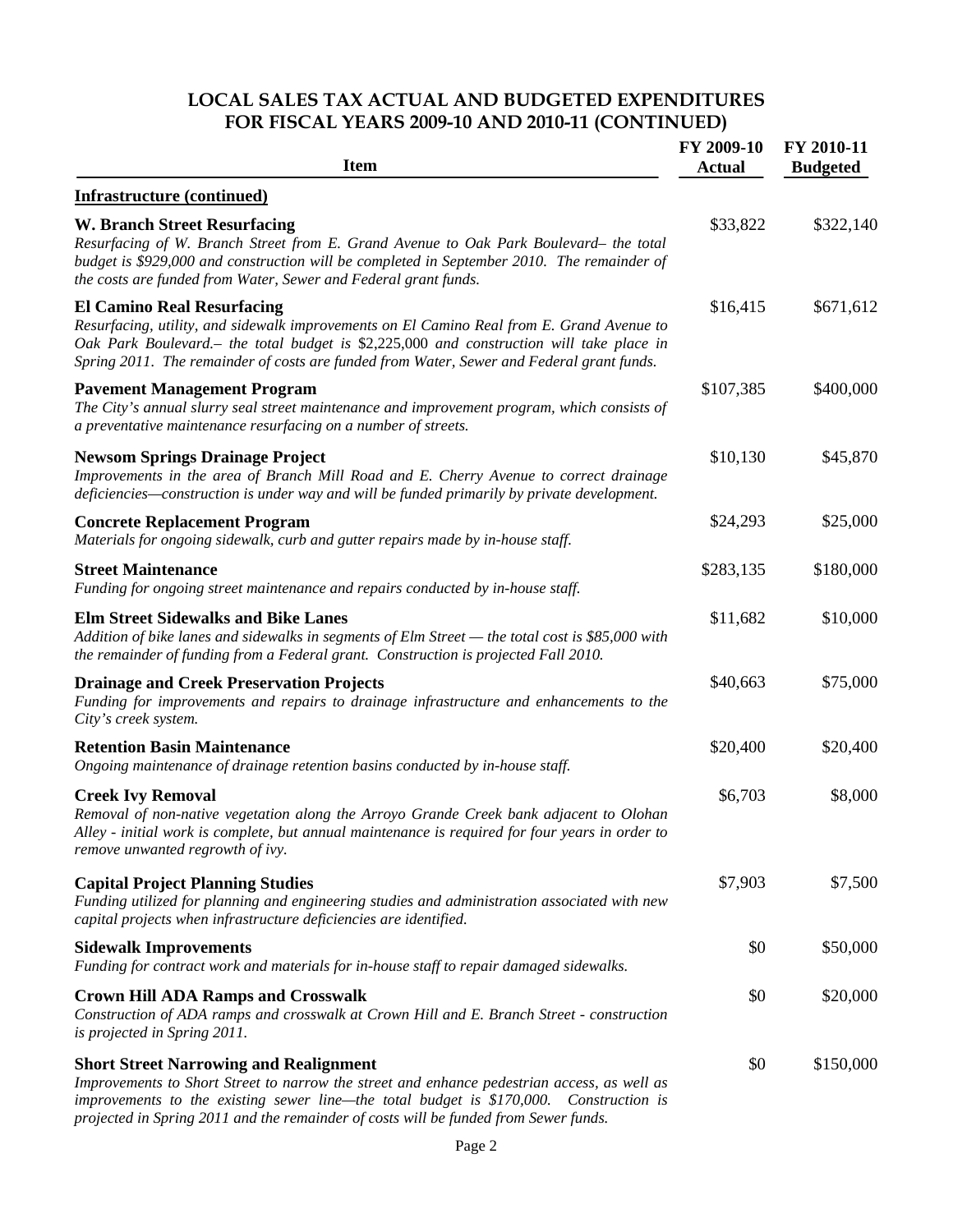## LOCAL SALES TAX ACTUAL AND BUDGETED EXPENDITURES FOR FISCAL YEARS 2009-10 AND 2010-11 (CONTINUED)

| Item | FY 2009-10 Actual | FY 2010-11 Budgeted |
|---|---|---|
| **Infrastructure (continued)** | | |
| **W. Branch Street Resurfacing**<br>*Resurfacing of W. Branch Street from E. Grand Avenue to Oak Park Boulevard– the total budget is $929,000 and construction will be completed in September 2010. The remainder of the costs are funded from Water, Sewer and Federal grant funds.* | $33,822 | $322,140 |
| **El Camino Real Resurfacing**<br>*Resurfacing, utility, and sidewalk improvements on El Camino Real from E. Grand Avenue to Oak Park Boulevard.– the total budget is $2,225,000 and construction will take place in Spring 2011. The remainder of costs are funded from Water, Sewer and Federal grant funds.* | $16,415 | $671,612 |
| **Pavement Management Program**<br>*The City's annual slurry seal street maintenance and improvement program, which consists of a preventative maintenance resurfacing on a number of streets.* | $107,385 | $400,000 |
| **Newsom Springs Drainage Project**<br>*Improvements in the area of Branch Mill Road and E. Cherry Avenue to correct drainage deficiencies—construction is under way and will be funded primarily by private development.* | $10,130 | $45,870 |
| **Concrete Replacement Program**<br>*Materials for ongoing sidewalk, curb and gutter repairs made by in-house staff.* | $24,293 | $25,000 |
| **Street Maintenance**<br>*Funding for ongoing street maintenance and repairs conducted by in-house staff.* | $283,135 | $180,000 |
| **Elm Street Sidewalks and Bike Lanes**<br>*Addition of bike lanes and sidewalks in segments of Elm Street — the total cost is $85,000 with the remainder of funding from a Federal grant. Construction is projected Fall 2010.* | $11,682 | $10,000 |
| **Drainage and Creek Preservation Projects**<br>*Funding for improvements and repairs to drainage infrastructure and enhancements to the City's creek system.* | $40,663 | $75,000 |
| **Retention Basin Maintenance**<br>*Ongoing maintenance of drainage retention basins conducted by in-house staff.* | $20,400 | $20,400 |
| **Creek Ivy Removal**<br>*Removal of non-native vegetation along the Arroyo Grande Creek bank adjacent to Olohan Alley - initial work is complete, but annual maintenance is required for four years in order to remove unwanted regrowth of ivy.* | $6,703 | $8,000 |
| **Capital Project Planning Studies**<br>*Funding utilized for planning and engineering studies and administration associated with new capital projects when infrastructure deficiencies are identified.* | $7,903 | $7,500 |
| **Sidewalk Improvements**<br>*Funding for contract work and materials for in-house staff to repair damaged sidewalks.* | $0 | $50,000 |
| **Crown Hill ADA Ramps and Crosswalk**<br>*Construction of ADA ramps and crosswalk at Crown Hill and E. Branch Street - construction is projected in Spring 2011.* | $0 | $20,000 |
| **Short Street Narrowing and Realignment**<br>*Improvements to Short Street to narrow the street and enhance pedestrian access, as well as improvements to the existing sewer line—the total budget is $170,000. Construction is projected in Spring 2011 and the remainder of costs will be funded from Sewer funds.* | $0 | $150,000 |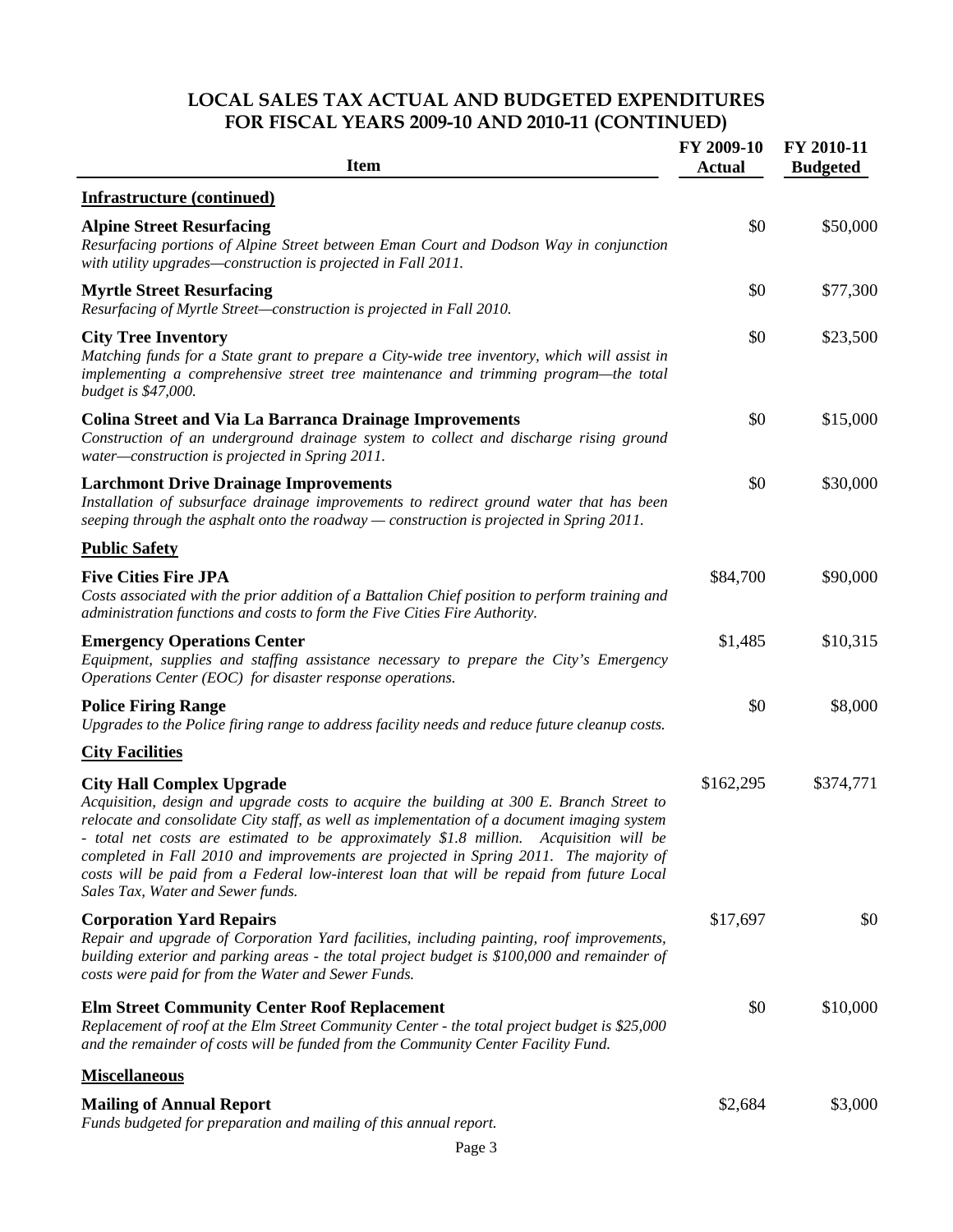## LOCAL SALES TAX ACTUAL AND BUDGETED EXPENDITURES FOR FISCAL YEARS 2009-10 AND 2010-11 (CONTINUED)

| Item | FY 2009-10 Actual | FY 2010-11 Budgeted |
|---|---|---|
| **Infrastructure (continued)** | | |
| **Alpine Street Resurfacing**<br>*Resurfacing portions of Alpine Street between Eman Court and Dodson Way in conjunction with utility upgrades—construction is projected in Fall 2011.* | $0 | $50,000 |
| **Myrtle Street Resurfacing**<br>*Resurfacing of Myrtle Street—construction is projected in Fall 2010.* | $0 | $77,300 |
| **City Tree Inventory**<br>*Matching funds for a State grant to prepare a City-wide tree inventory, which will assist in implementing a comprehensive street tree maintenance and trimming program—the total budget is $47,000.* | $0 | $23,500 |
| **Colina Street and Via La Barranca Drainage Improvements**<br>*Construction of an underground drainage system to collect and discharge rising ground water—construction is projected in Spring 2011.* | $0 | $15,000 |
| **Larchmont Drive Drainage Improvements**<br>*Installation of subsurface drainage improvements to redirect ground water that has been seeping through the asphalt onto the roadway — construction is projected in Spring 2011.* | $0 | $30,000 |
| **Public Safety** | | |
| **Five Cities Fire JPA**<br>*Costs associated with the prior addition of a Battalion Chief position to perform training and administration functions and costs to form the Five Cities Fire Authority.* | $84,700 | $90,000 |
| **Emergency Operations Center**<br>*Equipment, supplies and staffing assistance necessary to prepare the City's Emergency Operations Center (EOC) for disaster response operations.* | $1,485 | $10,315 |
| **Police Firing Range**<br>*Upgrades to the Police firing range to address facility needs and reduce future cleanup costs.* | $0 | $8,000 |
| **City Facilities** | | |
| **City Hall Complex Upgrade**<br>*Acquisition, design and upgrade costs to acquire the building at 300 E. Branch Street to relocate and consolidate City staff, as well as implementation of a document imaging system - total net costs are estimated to be approximately $1.8 million. Acquisition will be completed in Fall 2010 and improvements are projected in Spring 2011. The majority of costs will be paid from a Federal low-interest loan that will be repaid from future Local Sales Tax, Water and Sewer funds.* | $162,295 | $374,771 |
| **Corporation Yard Repairs**<br>*Repair and upgrade of Corporation Yard facilities, including painting, roof improvements, building exterior and parking areas - the total project budget is $100,000 and remainder of costs were paid for from the Water and Sewer Funds.* | $17,697 | $0 |
| **Elm Street Community Center Roof Replacement**<br>*Replacement of roof at the Elm Street Community Center - the total project budget is $25,000 and the remainder of costs will be funded from the Community Center Facility Fund.* | $0 | $10,000 |
| **Miscellaneous** | | |
| **Mailing of Annual Report**<br>*Funds budgeted for preparation and mailing of this annual report.* | $2,684 | $3,000 |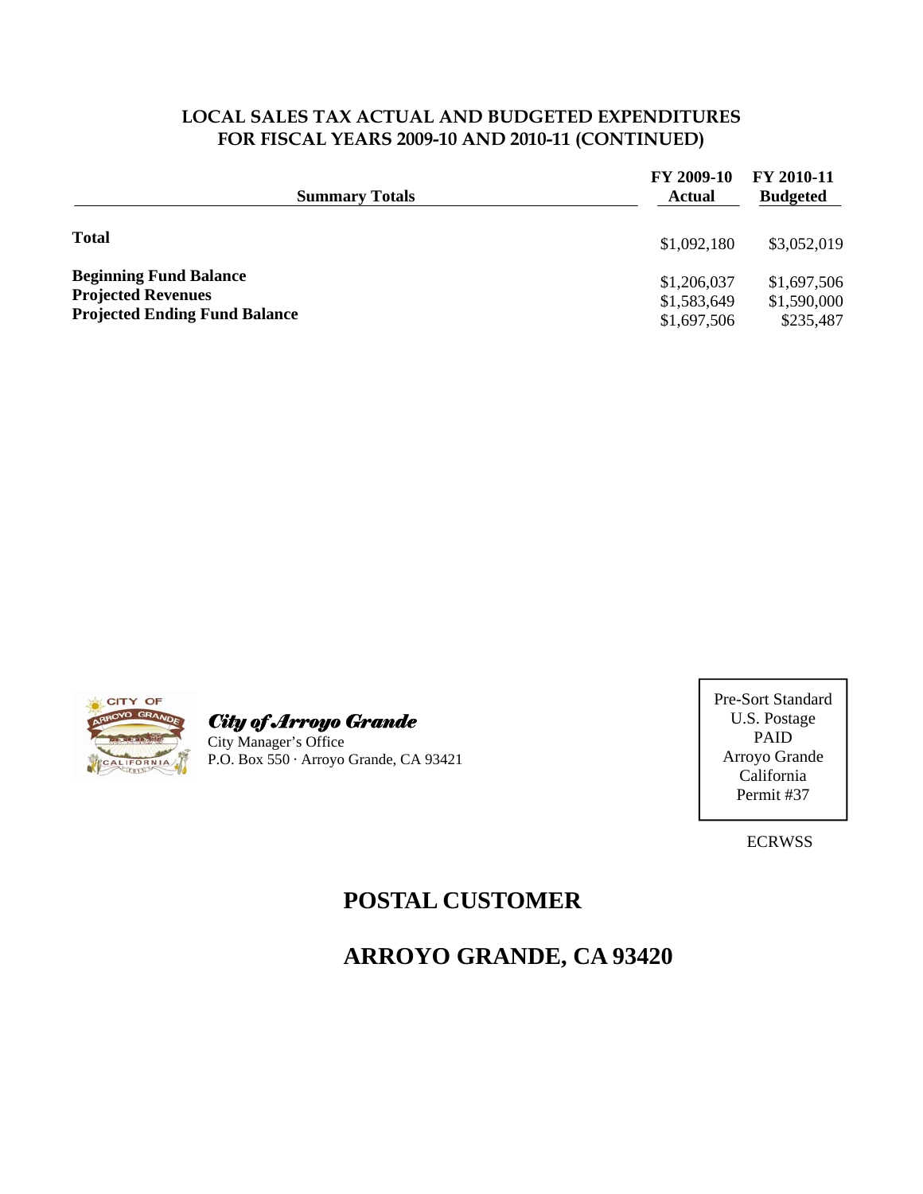## LOCAL SALES TAX ACTUAL AND BUDGETED EXPENDITURES FOR FISCAL YEARS 2009-10 AND 2010-11 (CONTINUED)

| Summary Totals | FY 2009-10 Actual | FY 2010-11 Budgeted |
|---|---|---|
| **Total** | $1,092,180 | $3,052,019 |
| **Beginning Fund Balance** | $1,206,037 | $1,697,506 |
| **Projected Revenues** | $1,583,649 | $1,590,000 |
| **Projected Ending Fund Balance** | $1,697,506 | $235,487 |

***City of Arroyo Grande***
City Manager's Office
P.O. Box 550 · Arroyo Grande, CA 93421

Pre-Sort Standard
U.S. Postage
PAID
Arroyo Grande
California
Permit #37

ECRWSS

**POSTAL CUSTOMER**

**ARROYO GRANDE, CA 93420**